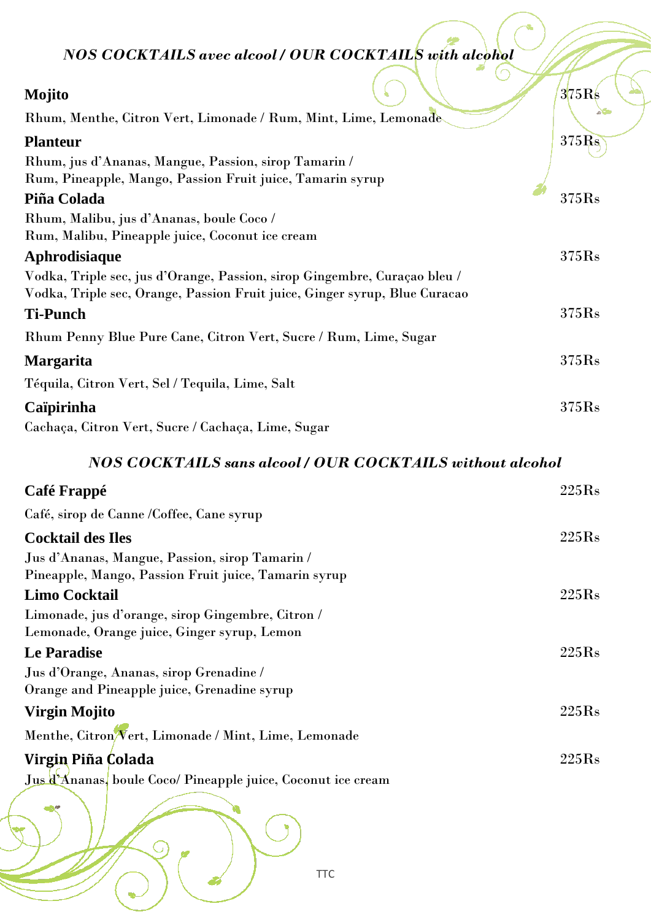## *NOS COCKTAILS avec alcool / OUR COCKTAILS with alcohol*

**Mojito** 375Rs

Rhum, Menthe, Citron Vert, Limonade / Rum, Mint, Lime, Lemonade

**Planteur** 375Rs

Rhum, jus d'Ananas, Mangue, Passion, sirop Tamarin /
Rum, Pineapple, Mango, Passion Fruit juice, Tamarin syrup

**Piña Colada** 375Rs

Rhum, Malibu, jus d'Ananas, boule Coco /
Rum, Malibu, Pineapple juice, Coconut ice cream

**Aphrodisiaque** 375Rs

Vodka, Triple sec, jus d'Orange, Passion, sirop Gingembre, Curaçao bleu /
Vodka, Triple sec, Orange, Passion Fruit juice, Ginger syrup, Blue Curacao

**Ti-Punch** 375Rs

Rhum Penny Blue Pure Cane, Citron Vert, Sucre / Rum, Lime, Sugar

**Margarita** 375Rs

Téquila, Citron Vert, Sel / Tequila, Lime, Salt

**Caïpirinha** 375Rs

Cachaça, Citron Vert, Sucre / Cachaça, Lime, Sugar

## *NOS COCKTAILS sans alcool / OUR COCKTAILS without alcohol*

**Café Frappé** 225Rs

Café, sirop de Canne /Coffee, Cane syrup

**Cocktail des Iles** 225Rs

Jus d'Ananas, Mangue, Passion, sirop Tamarin /
Pineapple, Mango, Passion Fruit juice, Tamarin syrup

**Limo Cocktail** 225Rs

Limonade, jus d'orange, sirop Gingembre, Citron /
Lemonade, Orange juice, Ginger syrup, Lemon

**Le Paradise** 225Rs

Jus d'Orange, Ananas, sirop Grenadine /
Orange and Pineapple juice, Grenadine syrup

**Virgin Mojito** 225Rs

Menthe, Citron Vert, Limonade / Mint, Lime, Lemonade

**Virgin Piña Colada** 225Rs

Jus d'Ananas, boule Coco/ Pineapple juice, Coconut ice cream

TTC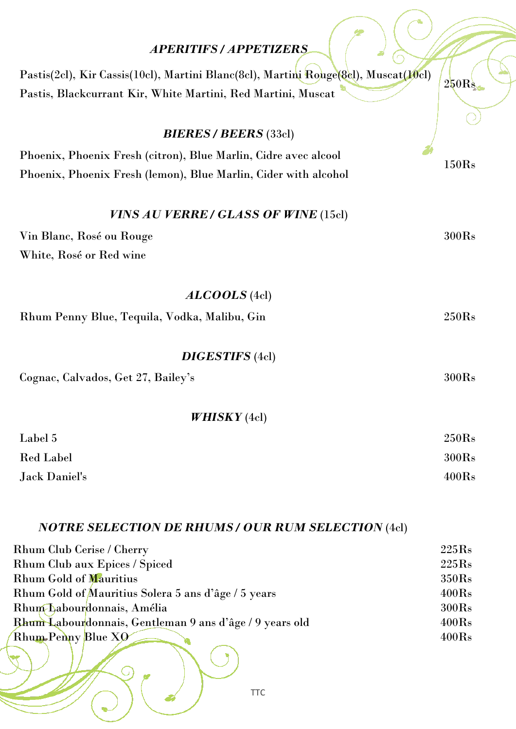## *APERITIFS / APPETIZERS*

Pastis(2cl), Kir Cassis(10cl), Martini Blanc(8cl), Martini Rouge(8cl), Muscat(10cl)
Pastis, Blackcurrant Kir, White Martini, Red Martini, Muscat — 250Rs

## *BIERES / BEERS* (33cl)

Phoenix, Phoenix Fresh (citron), Blue Marlin, Cidre avec alcool
Phoenix, Phoenix Fresh (lemon), Blue Marlin, Cider with alcohol — 150Rs

## *VINS AU VERRE / GLASS OF WINE* (15cl)

Vin Blanc, Rosé ou Rouge — 300Rs
White, Rosé or Red wine

## *ALCOOLS* (4cl)

Rhum Penny Blue, Tequila, Vodka, Malibu, Gin — 250Rs

## *DIGESTIFS* (4cl)

Cognac, Calvados, Get 27, Bailey's — 300Rs

## *WHISKY* (4cl)

| | |
|---|---|
| Label 5 | 250Rs |
| Red Label | 300Rs |
| Jack Daniel's | 400Rs |

## *NOTRE SELECTION DE RHUMS / OUR RUM SELECTION* (4cl)

| | |
|---|---|
| Rhum Club Cerise / Cherry | 225Rs |
| Rhum Club aux Epices / Spiced | 225Rs |
| Rhum Gold of Mauritius | 350Rs |
| Rhum Gold of Mauritius Solera 5 ans d'âge / 5 years | 400Rs |
| Rhum Labourdonnais, Amélia | 300Rs |
| Rhum Labourdonnais, Gentleman 9 ans d'âge / 9 years old | 400Rs |
| Rhum Penny Blue XO | 400Rs |

TTC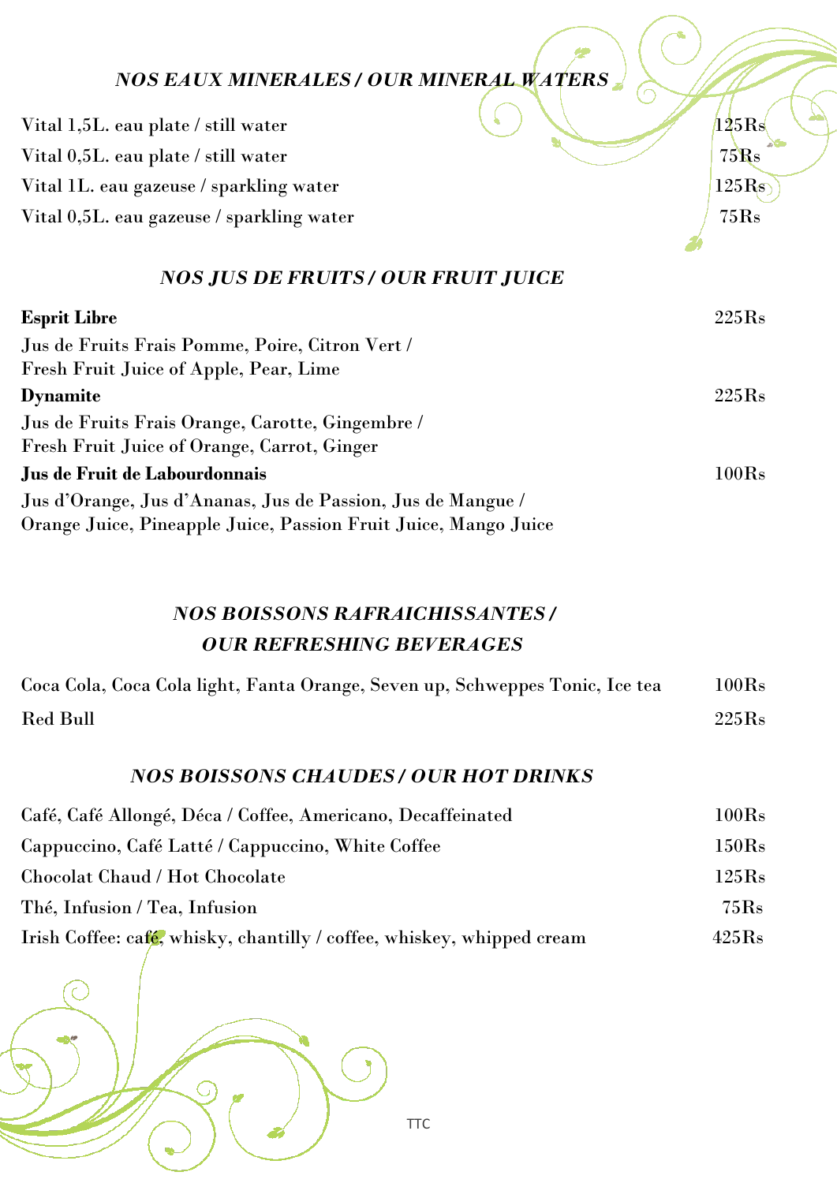## *NOS EAUX MINERALES / OUR MINERAL WATERS*

| | |
|---|---|
| Vital 1,5L. eau plate / still water | 125Rs |
| Vital 0,5L. eau plate / still water | 75Rs |
| Vital 1L. eau gazeuse / sparkling water | 125Rs |
| Vital 0,5L. eau gazeuse / sparkling water | 75Rs |

## *NOS JUS DE FRUITS / OUR FRUIT JUICE*

**Esprit Libre** 225Rs

Jus de Fruits Frais Pomme, Poire, Citron Vert /
Fresh Fruit Juice of Apple, Pear, Lime

**Dynamite** 225Rs

Jus de Fruits Frais Orange, Carotte, Gingembre /
Fresh Fruit Juice of Orange, Carrot, Ginger

**Jus de Fruit de Labourdonnais** 100Rs

Jus d'Orange, Jus d'Ananas, Jus de Passion, Jus de Mangue /
Orange Juice, Pineapple Juice, Passion Fruit Juice, Mango Juice

## *NOS BOISSONS RAFRAICHISSANTES / OUR REFRESHING BEVERAGES*

| | |
|---|---|
| Coca Cola, Coca Cola light, Fanta Orange, Seven up, Schweppes Tonic, Ice tea | 100Rs |
| Red Bull | 225Rs |

## *NOS BOISSONS CHAUDES / OUR HOT DRINKS*

| | |
|---|---|
| Café, Café Allongé, Déca / Coffee, Americano, Decaffeinated | 100Rs |
| Cappuccino, Café Latté / Cappuccino, White Coffee | 150Rs |
| Chocolat Chaud / Hot Chocolate | 125Rs |
| Thé, Infusion / Tea, Infusion | 75Rs |
| Irish Coffee: café, whisky, chantilly / coffee, whiskey, whipped cream | 425Rs |

TTC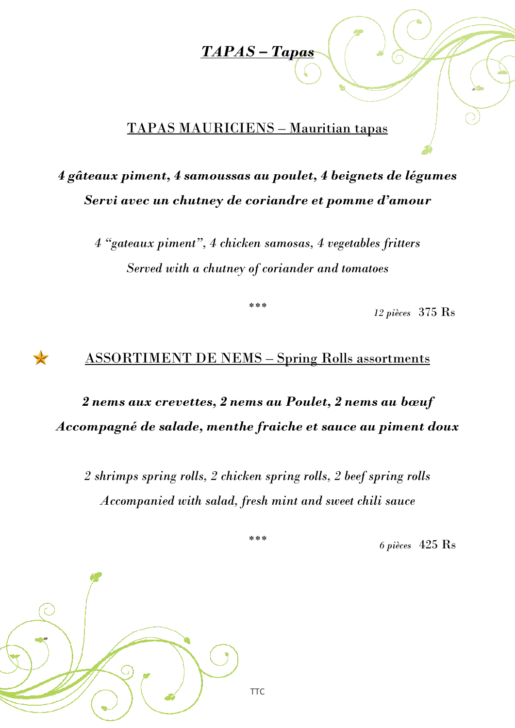# ***TAPAS – Tapas***

## TAPAS MAURICIENS – Mauritian tapas

***4 gâteaux piment, 4 samoussas au poulet, 4 beignets de légumes***

***Servi avec un chutney de coriandre et pomme d'amour***

*4 "gateaux piment", 4 chicken samosas, 4 vegetables fritters*

*Served with a chutney of coriander and tomatoes*

\*\*\*

*12 pièces* 375 Rs

## ★ ASSORTIMENT DE NEMS – Spring Rolls assortments

***2 nems aux crevettes, 2 nems au Poulet, 2 nems au bœuf***

***Accompagné de salade, menthe fraiche et sauce au piment doux***

*2 shrimps spring rolls, 2 chicken spring rolls, 2 beef spring rolls*

*Accompanied with salad, fresh mint and sweet chili sauce*

\*\*\*

*6 pièces* 425 Rs

TTC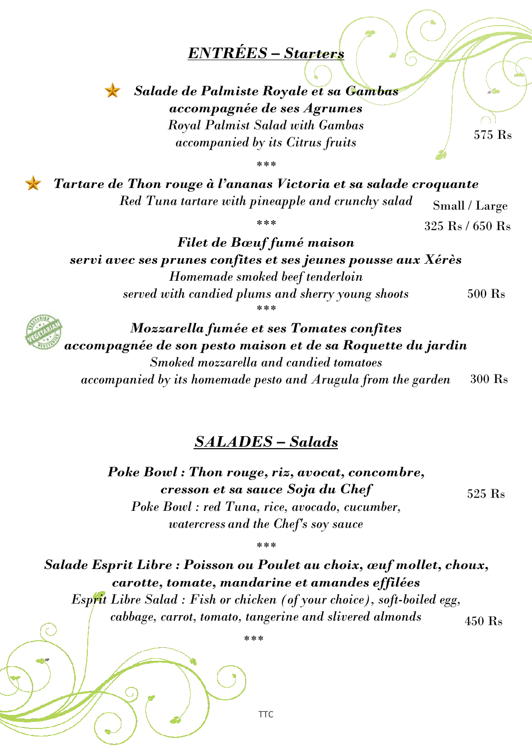## ***ENTRÉES – Starters***

★ ***Salade de Palmiste Royale et sa Gambas accompagnée de ses Agrumes***
*Royal Palmist Salad with Gambas accompanied by its Citrus fruits*
575 Rs

***

★ ***Tartare de Thon rouge à l'ananas Victoria et sa salade croquante***
*Red Tuna tartare with pineapple and crunchy salad*
Small / Large
325 Rs / 650 Rs

***

***Filet de Bœuf fumé maison servi avec ses prunes confites et ses jeunes pousse aux Xérès***
*Homemade smoked beef tenderloin served with candied plums and sherry young shoots*
500 Rs

***

(Vegetarian) ***Mozzarella fumée et ses Tomates confites accompagnée de son pesto maison et de sa Roquette du jardin***
*Smoked mozzarella and candied tomatoes accompanied by its homemade pesto and Arugula from the garden*
300 Rs

## ***SALADES – Salads***

***Poke Bowl : Thon rouge, riz, avocat, concombre, cresson et sa sauce Soja du Chef***
*Poke Bowl : red Tuna, rice, avocado, cucumber, watercress and the Chef's soy sauce*
525 Rs

***

***Salade Esprit Libre : Poisson ou Poulet au choix, œuf mollet, choux, carotte, tomate, mandarine et amandes effilées***
*Esprit Libre Salad : Fish or chicken (of your choice), soft-boiled egg, cabbage, carrot, tomato, tangerine and slivered almonds*
450 Rs

***

TTC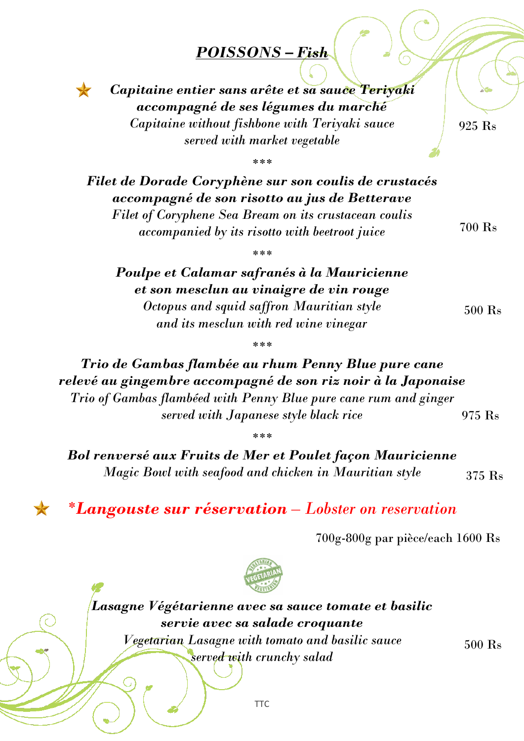# ***POISSONS – Fish***

★ ***Capitaine entier sans arête et sa sauce Teriyaki accompagné de ses légumes du marché***
*Capitaine without fishbone with Teriyaki sauce served with market vegetable* — 925 Rs

\*\*\*

***Filet de Dorade Coryphène sur son coulis de crustacés accompagné de son risotto au jus de Betterave***
*Filet of Coryphene Sea Bream on its crustacean coulis accompanied by its risotto with beetroot juice* — 700 Rs

\*\*\*

***Poulpe et Calamar safranés à la Mauricienne et son mesclun au vinaigre de vin rouge***
*Octopus and squid saffron Mauritian style and its mesclun with red wine vinegar* — 500 Rs

\*\*\*

***Trio de Gambas flambée au rhum Penny Blue pure cane relevé au gingembre accompagné de son riz noir à la Japonaise***
*Trio of Gambas flambéed with Penny Blue pure cane rum and ginger served with Japanese style black rice* — 975 Rs

\*\*\*

***Bol renversé aux Fruits de Mer et Poulet façon Mauricienne***
*Magic Bowl with seafood and chicken in Mauritian style* — 375 Rs

★ ***\*Langouste sur réservation** – Lobster on reservation*

700g-800g par pièce/each 1600 Rs

VEGETARIAN

***Lasagne Végétarienne avec sa sauce tomate et basilic servie avec sa salade croquante***
*Vegetarian Lasagne with tomato and basilic sauce served with crunchy salad* — 500 Rs

TTC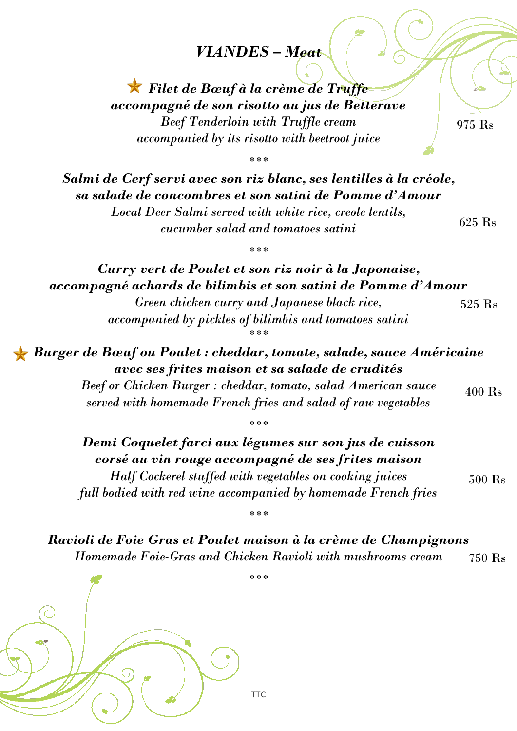## *VIANDES – Meat*

★ ***Filet de Bœuf à la crème de Truffe accompagné de son risotto au jus de Betterave***
*Beef Tenderloin with Truffle cream accompanied by its risotto with beetroot juice* — 975 Rs

\*\*\*

***Salmi de Cerf servi avec son riz blanc, ses lentilles à la créole, sa salade de concombres et son satini de Pomme d'Amour***
*Local Deer Salmi served with white rice, creole lentils, cucumber salad and tomatoes satini* — 625 Rs

\*\*\*

***Curry vert de Poulet et son riz noir à la Japonaise, accompagné achards de bilimbis et son satini de Pomme d'Amour***
*Green chicken curry and Japanese black rice, accompanied by pickles of bilimbis and tomatoes satini* — 525 Rs

\*\*\*

★ ***Burger de Bœuf ou Poulet : cheddar, tomate, salade, sauce Américaine avec ses frites maison et sa salade de crudités***
*Beef or Chicken Burger : cheddar, tomato, salad American sauce served with homemade French fries and salad of raw vegetables* — 400 Rs

\*\*\*

***Demi Coquelet farci aux légumes sur son jus de cuisson corsé au vin rouge accompagné de ses frites maison***
*Half Cockerel stuffed with vegetables on cooking juices full bodied with red wine accompanied by homemade French fries* — 500 Rs

\*\*\*

***Ravioli de Foie Gras et Poulet maison à la crème de Champignons***
*Homemade Foie-Gras and Chicken Ravioli with mushrooms cream* — 750 Rs

\*\*\*

TTC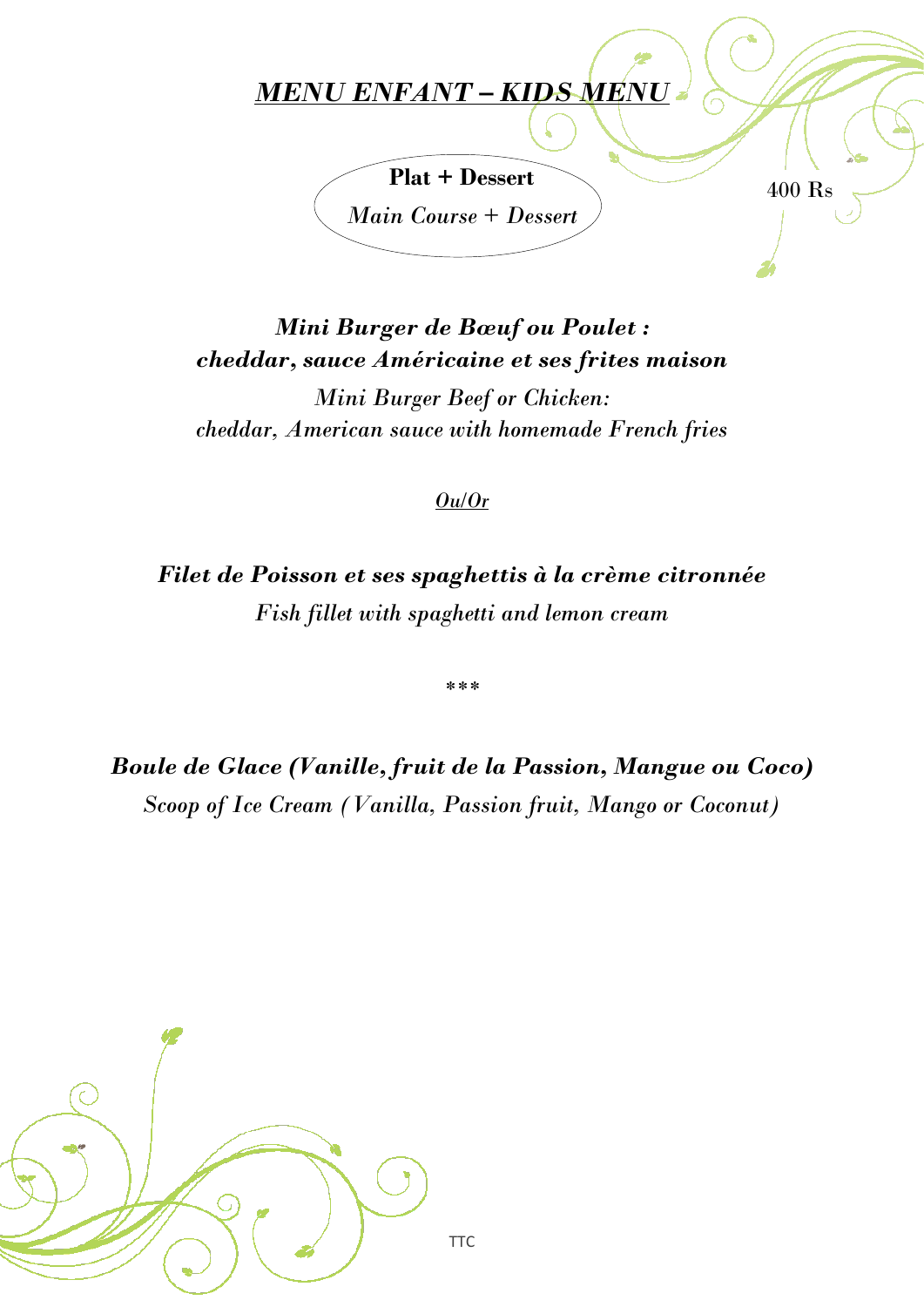# ***MENU ENFANT – KIDS MENU***

**Plat + Dessert**

*Main Course + Dessert*

400 Rs

***Mini Burger de Bœuf ou Poulet :***
***cheddar, sauce Américaine et ses frites maison***

*Mini Burger Beef or Chicken:*
*cheddar, American sauce with homemade French fries*

*Ou/Or*

***Filet de Poisson et ses spaghettis à la crème citronnée***

*Fish fillet with spaghetti and lemon cream*

***

***Boule de Glace (Vanille, fruit de la Passion, Mangue ou Coco)***

*Scoop of Ice Cream (Vanilla, Passion fruit, Mango or Coconut)*

TTC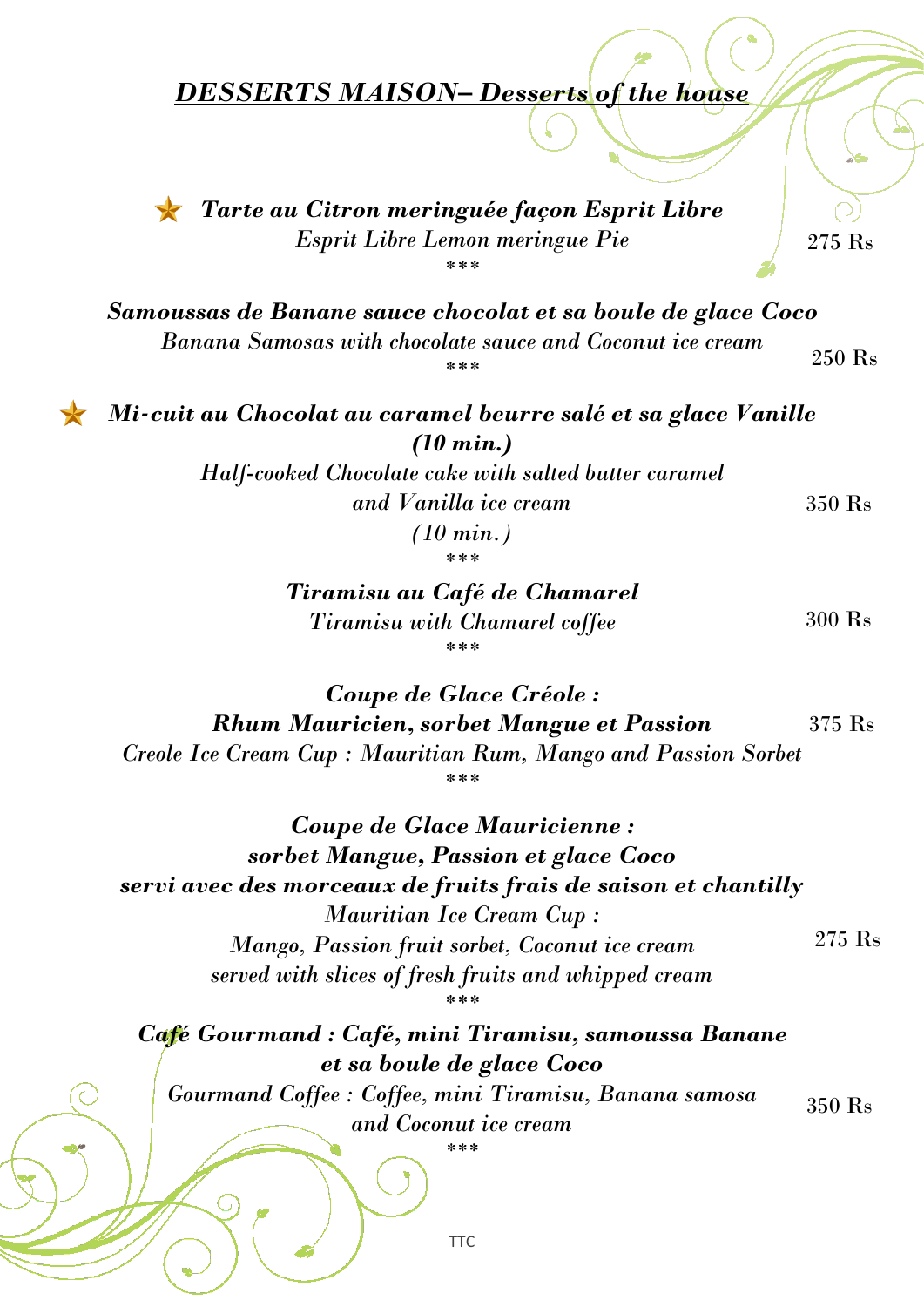## ***DESSERTS MAISON– Desserts of the house***

★ ***Tarte au Citron meringuée façon Esprit Libre***
*Esprit Libre Lemon meringue Pie* — 275 Rs
\*\*\*

***Samoussas de Banane sauce chocolat et sa boule de glace Coco***
*Banana Samosas with chocolate sauce and Coconut ice cream* — 250 Rs
\*\*\*

★ ***Mi-cuit au Chocolat au caramel beurre salé et sa glace Vanille (10 min.)***
*Half-cooked Chocolate cake with salted butter caramel and Vanilla ice cream (10 min.)* — 350 Rs
\*\*\*

***Tiramisu au Café de Chamarel***
*Tiramisu with Chamarel coffee* — 300 Rs
\*\*\*

***Coupe de Glace Créole :***
***Rhum Mauricien, sorbet Mangue et Passion*** — 375 Rs
*Creole Ice Cream Cup : Mauritian Rum, Mango and Passion Sorbet*
\*\*\*

***Coupe de Glace Mauricienne :***
***sorbet Mangue, Passion et glace Coco***
***servi avec des morceaux de fruits frais de saison et chantilly***
*Mauritian Ice Cream Cup :*
*Mango, Passion fruit sorbet, Coconut ice cream*
*served with slices of fresh fruits and whipped cream* — 275 Rs
\*\*\*

***Café Gourmand : Café, mini Tiramisu, samoussa Banane et sa boule de glace Coco***
*Gourmand Coffee : Coffee, mini Tiramisu, Banana samosa and Coconut ice cream* — 350 Rs
\*\*\*

TTC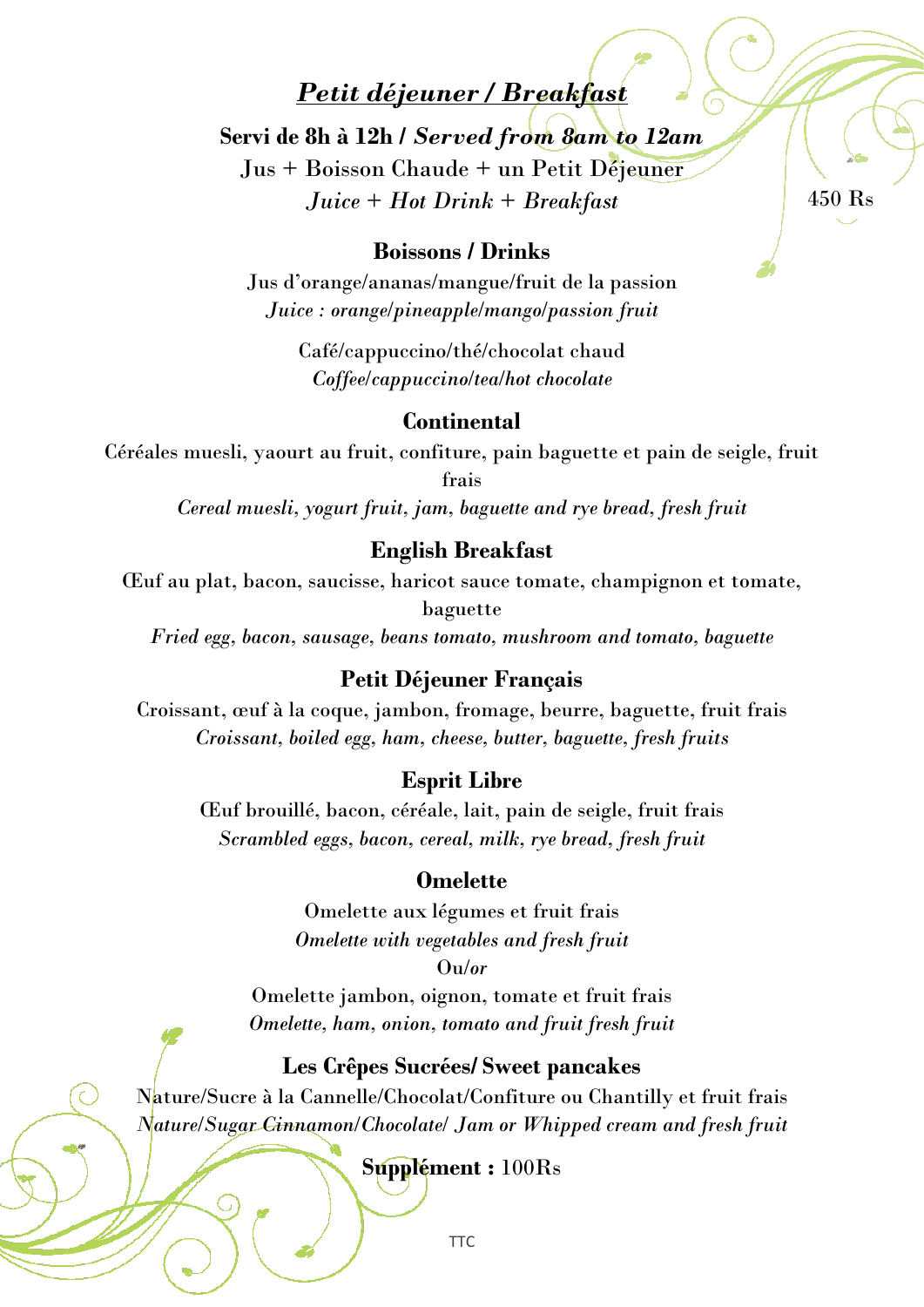# ***Petit déjeuner / Breakfast***

**Servi de 8h à 12h /** ***Served from 8am to 12am***

Jus + Boisson Chaude + un Petit Déjeuner

*Juice + Hot Drink + Breakfast*

450 Rs

## Boissons / Drinks

Jus d'orange/ananas/mangue/fruit de la passion

*Juice : orange/pineapple/mango/passion fruit*

Café/cappuccino/thé/chocolat chaud

*Coffee/cappuccino/tea/hot chocolate*

## Continental

Céréales muesli, yaourt au fruit, confiture, pain baguette et pain de seigle, fruit frais

*Cereal muesli, yogurt fruit, jam, baguette and rye bread, fresh fruit*

## English Breakfast

Œuf au plat, bacon, saucisse, haricot sauce tomate, champignon et tomate, baguette

*Fried egg, bacon, sausage, beans tomato, mushroom and tomato, baguette*

## Petit Déjeuner Français

Croissant, œuf à la coque, jambon, fromage, beurre, baguette, fruit frais

*Croissant, boiled egg, ham, cheese, butter, baguette, fresh fruits*

## Esprit Libre

Œuf brouillé, bacon, céréale, lait, pain de seigle, fruit frais

*Scrambled eggs, bacon, cereal, milk, rye bread, fresh fruit*

## Omelette

Omelette aux légumes et fruit frais

*Omelette with vegetables and fresh fruit*

Ou/*or*

Omelette jambon, oignon, tomate et fruit frais

*Omelette, ham, onion, tomato and fruit fresh fruit*

## Les Crêpes Sucrées/ Sweet pancakes

Nature/Sucre à la Cannelle/Chocolat/Confiture ou Chantilly et fruit frais

*Nature/Sugar Cinnamon/Chocolate/ Jam or Whipped cream and fresh fruit*

**Supplément :** 100Rs

TTC